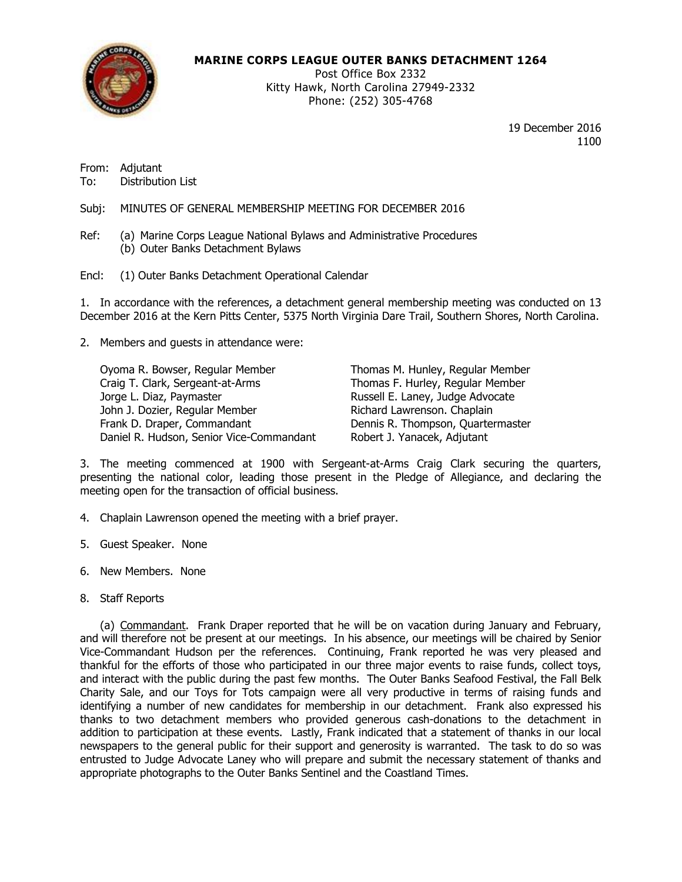**MARINE CORPS LEAGUE OUTER BANKS DETACHMENT 1264**
Post Office Box 2332
Kitty Hawk, North Carolina 27949-2332
Phone: (252) 305-4768

19 December 2016
1100

From: Adjutant
To: Distribution List

Subj: MINUTES OF GENERAL MEMBERSHIP MEETING FOR DECEMBER 2016

Ref: (a) Marine Corps League National Bylaws and Administrative Procedures
(b) Outer Banks Detachment Bylaws

Encl: (1) Outer Banks Detachment Operational Calendar

1. In accordance with the references, a detachment general membership meeting was conducted on 13 December 2016 at the Kern Pitts Center, 5375 North Virginia Dare Trail, Southern Shores, North Carolina.

2. Members and guests in attendance were:

Oyoma R. Bowser, Regular Member
Craig T. Clark, Sergeant-at-Arms
Jorge L. Diaz, Paymaster
John J. Dozier, Regular Member
Frank D. Draper, Commandant
Daniel R. Hudson, Senior Vice-Commandant
Thomas M. Hunley, Regular Member
Thomas F. Hurley, Regular Member
Russell E. Laney, Judge Advocate
Richard Lawrenson. Chaplain
Dennis R. Thompson, Quartermaster
Robert J. Yanacek, Adjutant

3. The meeting commenced at 1900 with Sergeant-at-Arms Craig Clark securing the quarters, presenting the national color, leading those present in the Pledge of Allegiance, and declaring the meeting open for the transaction of official business.

4. Chaplain Lawrenson opened the meeting with a brief prayer.

5. Guest Speaker. None

6. New Members. None

8. Staff Reports

(a) Commandant. Frank Draper reported that he will be on vacation during January and February, and will therefore not be present at our meetings. In his absence, our meetings will be chaired by Senior Vice-Commandant Hudson per the references. Continuing, Frank reported he was very pleased and thankful for the efforts of those who participated in our three major events to raise funds, collect toys, and interact with the public during the past few months. The Outer Banks Seafood Festival, the Fall Belk Charity Sale, and our Toys for Tots campaign were all very productive in terms of raising funds and identifying a number of new candidates for membership in our detachment. Frank also expressed his thanks to two detachment members who provided generous cash-donations to the detachment in addition to participation at these events. Lastly, Frank indicated that a statement of thanks in our local newspapers to the general public for their support and generosity is warranted. The task to do so was entrusted to Judge Advocate Laney who will prepare and submit the necessary statement of thanks and appropriate photographs to the Outer Banks Sentinel and the Coastland Times.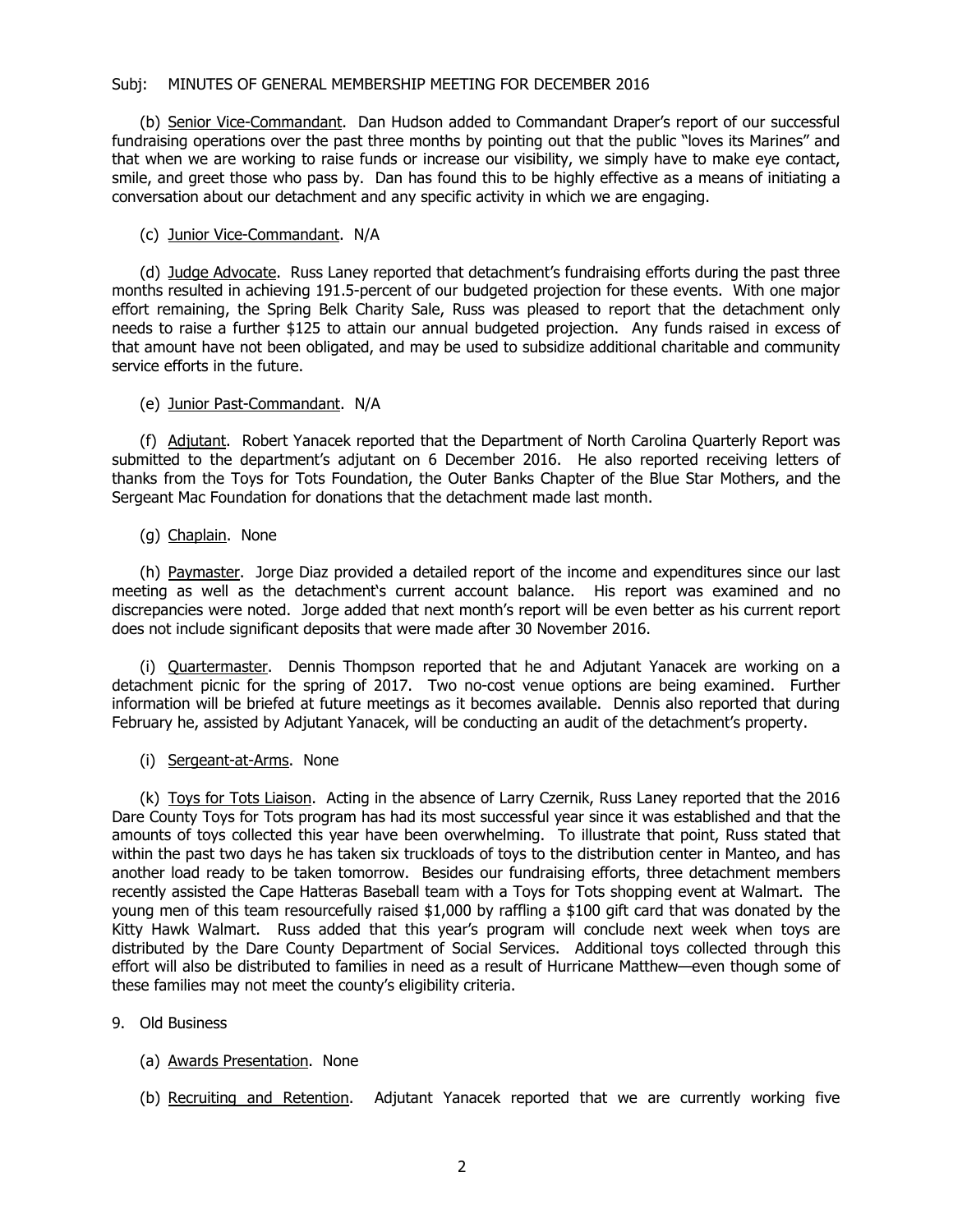Subj: MINUTES OF GENERAL MEMBERSHIP MEETING FOR DECEMBER 2016

(b) Senior Vice-Commandant. Dan Hudson added to Commandant Draper's report of our successful fundraising operations over the past three months by pointing out that the public "loves its Marines" and that when we are working to raise funds or increase our visibility, we simply have to make eye contact, smile, and greet those who pass by. Dan has found this to be highly effective as a means of initiating a conversation about our detachment and any specific activity in which we are engaging.

(c) Junior Vice-Commandant. N/A

(d) Judge Advocate. Russ Laney reported that detachment's fundraising efforts during the past three months resulted in achieving 191.5-percent of our budgeted projection for these events. With one major effort remaining, the Spring Belk Charity Sale, Russ was pleased to report that the detachment only needs to raise a further $125 to attain our annual budgeted projection. Any funds raised in excess of that amount have not been obligated, and may be used to subsidize additional charitable and community service efforts in the future.

(e) Junior Past-Commandant. N/A

(f) Adjutant. Robert Yanacek reported that the Department of North Carolina Quarterly Report was submitted to the department's adjutant on 6 December 2016. He also reported receiving letters of thanks from the Toys for Tots Foundation, the Outer Banks Chapter of the Blue Star Mothers, and the Sergeant Mac Foundation for donations that the detachment made last month.

(g) Chaplain. None

(h) Paymaster. Jorge Diaz provided a detailed report of the income and expenditures since our last meeting as well as the detachment's current account balance. His report was examined and no discrepancies were noted. Jorge added that next month's report will be even better as his current report does not include significant deposits that were made after 30 November 2016.

(i) Quartermaster. Dennis Thompson reported that he and Adjutant Yanacek are working on a detachment picnic for the spring of 2017. Two no-cost venue options are being examined. Further information will be briefed at future meetings as it becomes available. Dennis also reported that during February he, assisted by Adjutant Yanacek, will be conducting an audit of the detachment's property.

(i) Sergeant-at-Arms. None

(k) Toys for Tots Liaison. Acting in the absence of Larry Czernik, Russ Laney reported that the 2016 Dare County Toys for Tots program has had its most successful year since it was established and that the amounts of toys collected this year have been overwhelming. To illustrate that point, Russ stated that within the past two days he has taken six truckloads of toys to the distribution center in Manteo, and has another load ready to be taken tomorrow. Besides our fundraising efforts, three detachment members recently assisted the Cape Hatteras Baseball team with a Toys for Tots shopping event at Walmart. The young men of this team resourcefully raised $1,000 by raffling a $100 gift card that was donated by the Kitty Hawk Walmart. Russ added that this year's program will conclude next week when toys are distributed by the Dare County Department of Social Services. Additional toys collected through this effort will also be distributed to families in need as a result of Hurricane Matthew—even though some of these families may not meet the county's eligibility criteria.

9. Old Business

(a) Awards Presentation. None

(b) Recruiting and Retention. Adjutant Yanacek reported that we are currently working five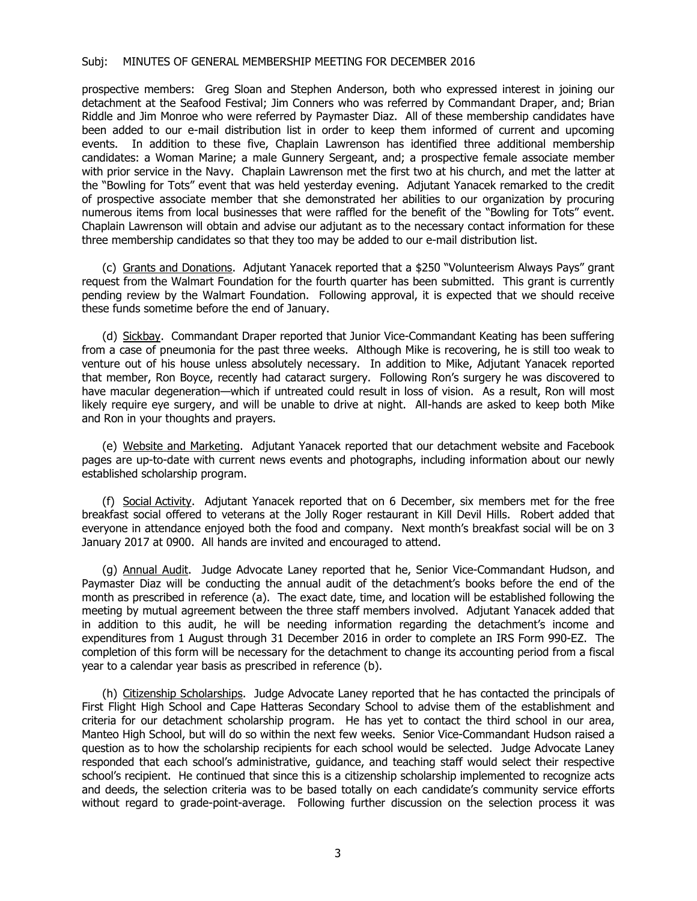prospective members: Greg Sloan and Stephen Anderson, both who expressed interest in joining our detachment at the Seafood Festival; Jim Conners who was referred by Commandant Draper, and; Brian Riddle and Jim Monroe who were referred by Paymaster Diaz. All of these membership candidates have been added to our e-mail distribution list in order to keep them informed of current and upcoming events. In addition to these five, Chaplain Lawrenson has identified three additional membership candidates: a Woman Marine; a male Gunnery Sergeant, and; a prospective female associate member with prior service in the Navy. Chaplain Lawrenson met the first two at his church, and met the latter at the "Bowling for Tots" event that was held yesterday evening. Adjutant Yanacek remarked to the credit of prospective associate member that she demonstrated her abilities to our organization by procuring numerous items from local businesses that were raffled for the benefit of the "Bowling for Tots" event. Chaplain Lawrenson will obtain and advise our adjutant as to the necessary contact information for these three membership candidates so that they too may be added to our e-mail distribution list.

(c) Grants and Donations. Adjutant Yanacek reported that a $250 "Volunteerism Always Pays" grant request from the Walmart Foundation for the fourth quarter has been submitted. This grant is currently pending review by the Walmart Foundation. Following approval, it is expected that we should receive these funds sometime before the end of January.

(d) Sickbay. Commandant Draper reported that Junior Vice-Commandant Keating has been suffering from a case of pneumonia for the past three weeks. Although Mike is recovering, he is still too weak to venture out of his house unless absolutely necessary. In addition to Mike, Adjutant Yanacek reported that member, Ron Boyce, recently had cataract surgery. Following Ron's surgery he was discovered to have macular degeneration—which if untreated could result in loss of vision. As a result, Ron will most likely require eye surgery, and will be unable to drive at night. All-hands are asked to keep both Mike and Ron in your thoughts and prayers.

(e) Website and Marketing. Adjutant Yanacek reported that our detachment website and Facebook pages are up-to-date with current news events and photographs, including information about our newly established scholarship program.

(f) Social Activity. Adjutant Yanacek reported that on 6 December, six members met for the free breakfast social offered to veterans at the Jolly Roger restaurant in Kill Devil Hills. Robert added that everyone in attendance enjoyed both the food and company. Next month's breakfast social will be on 3 January 2017 at 0900. All hands are invited and encouraged to attend.

(g) Annual Audit. Judge Advocate Laney reported that he, Senior Vice-Commandant Hudson, and Paymaster Diaz will be conducting the annual audit of the detachment's books before the end of the month as prescribed in reference (a). The exact date, time, and location will be established following the meeting by mutual agreement between the three staff members involved. Adjutant Yanacek added that in addition to this audit, he will be needing information regarding the detachment's income and expenditures from 1 August through 31 December 2016 in order to complete an IRS Form 990-EZ. The completion of this form will be necessary for the detachment to change its accounting period from a fiscal year to a calendar year basis as prescribed in reference (b).

(h) Citizenship Scholarships. Judge Advocate Laney reported that he has contacted the principals of First Flight High School and Cape Hatteras Secondary School to advise them of the establishment and criteria for our detachment scholarship program. He has yet to contact the third school in our area, Manteo High School, but will do so within the next few weeks. Senior Vice-Commandant Hudson raised a question as to how the scholarship recipients for each school would be selected. Judge Advocate Laney responded that each school's administrative, guidance, and teaching staff would select their respective school's recipient. He continued that since this is a citizenship scholarship implemented to recognize acts and deeds, the selection criteria was to be based totally on each candidate's community service efforts without regard to grade-point-average. Following further discussion on the selection process it was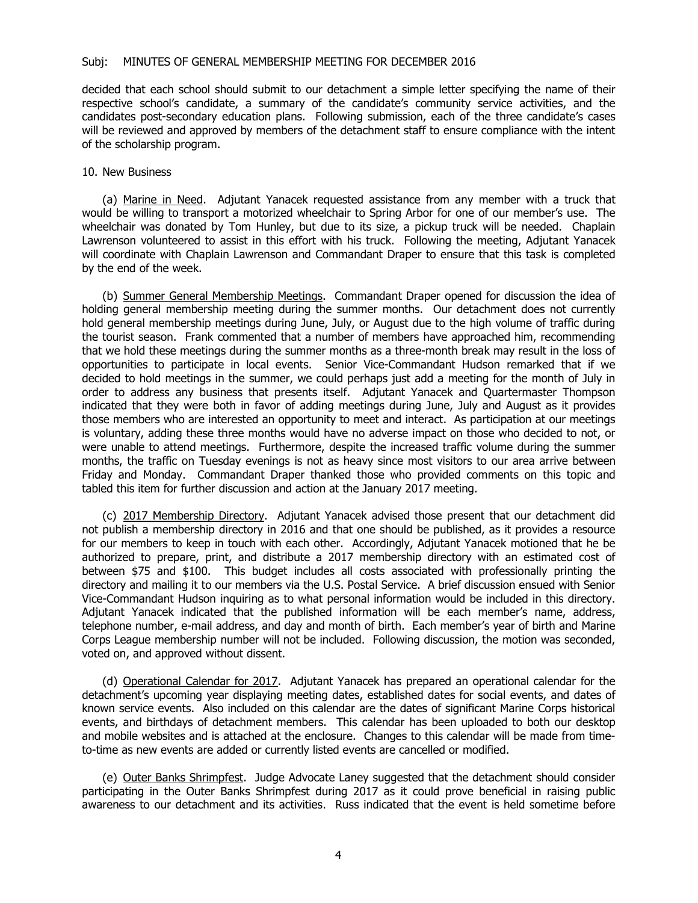decided that each school should submit to our detachment a simple letter specifying the name of their respective school's candidate, a summary of the candidate's community service activities, and the candidates post-secondary education plans. Following submission, each of the three candidate's cases will be reviewed and approved by members of the detachment staff to ensure compliance with the intent of the scholarship program.

10. New Business

(a) <u>Marine in Need</u>. Adjutant Yanacek requested assistance from any member with a truck that would be willing to transport a motorized wheelchair to Spring Arbor for one of our member's use. The wheelchair was donated by Tom Hunley, but due to its size, a pickup truck will be needed. Chaplain Lawrenson volunteered to assist in this effort with his truck. Following the meeting, Adjutant Yanacek will coordinate with Chaplain Lawrenson and Commandant Draper to ensure that this task is completed by the end of the week.

(b) <u>Summer General Membership Meetings</u>. Commandant Draper opened for discussion the idea of holding general membership meeting during the summer months. Our detachment does not currently hold general membership meetings during June, July, or August due to the high volume of traffic during the tourist season. Frank commented that a number of members have approached him, recommending that we hold these meetings during the summer months as a three-month break may result in the loss of opportunities to participate in local events. Senior Vice-Commandant Hudson remarked that if we decided to hold meetings in the summer, we could perhaps just add a meeting for the month of July in order to address any business that presents itself. Adjutant Yanacek and Quartermaster Thompson indicated that they were both in favor of adding meetings during June, July and August as it provides those members who are interested an opportunity to meet and interact. As participation at our meetings is voluntary, adding these three months would have no adverse impact on those who decided to not, or were unable to attend meetings. Furthermore, despite the increased traffic volume during the summer months, the traffic on Tuesday evenings is not as heavy since most visitors to our area arrive between Friday and Monday. Commandant Draper thanked those who provided comments on this topic and tabled this item for further discussion and action at the January 2017 meeting.

(c) <u>2017 Membership Directory</u>. Adjutant Yanacek advised those present that our detachment did not publish a membership directory in 2016 and that one should be published, as it provides a resource for our members to keep in touch with each other. Accordingly, Adjutant Yanacek motioned that he be authorized to prepare, print, and distribute a 2017 membership directory with an estimated cost of between $75 and $100. This budget includes all costs associated with professionally printing the directory and mailing it to our members via the U.S. Postal Service. A brief discussion ensued with Senior Vice-Commandant Hudson inquiring as to what personal information would be included in this directory. Adjutant Yanacek indicated that the published information will be each member's name, address, telephone number, e-mail address, and day and month of birth. Each member's year of birth and Marine Corps League membership number will not be included. Following discussion, the motion was seconded, voted on, and approved without dissent.

(d) <u>Operational Calendar for 2017</u>. Adjutant Yanacek has prepared an operational calendar for the detachment's upcoming year displaying meeting dates, established dates for social events, and dates of known service events. Also included on this calendar are the dates of significant Marine Corps historical events, and birthdays of detachment members. This calendar has been uploaded to both our desktop and mobile websites and is attached at the enclosure. Changes to this calendar will be made from time-to-time as new events are added or currently listed events are cancelled or modified.

(e) <u>Outer Banks Shrimpfest</u>. Judge Advocate Laney suggested that the detachment should consider participating in the Outer Banks Shrimpfest during 2017 as it could prove beneficial in raising public awareness to our detachment and its activities. Russ indicated that the event is held sometime before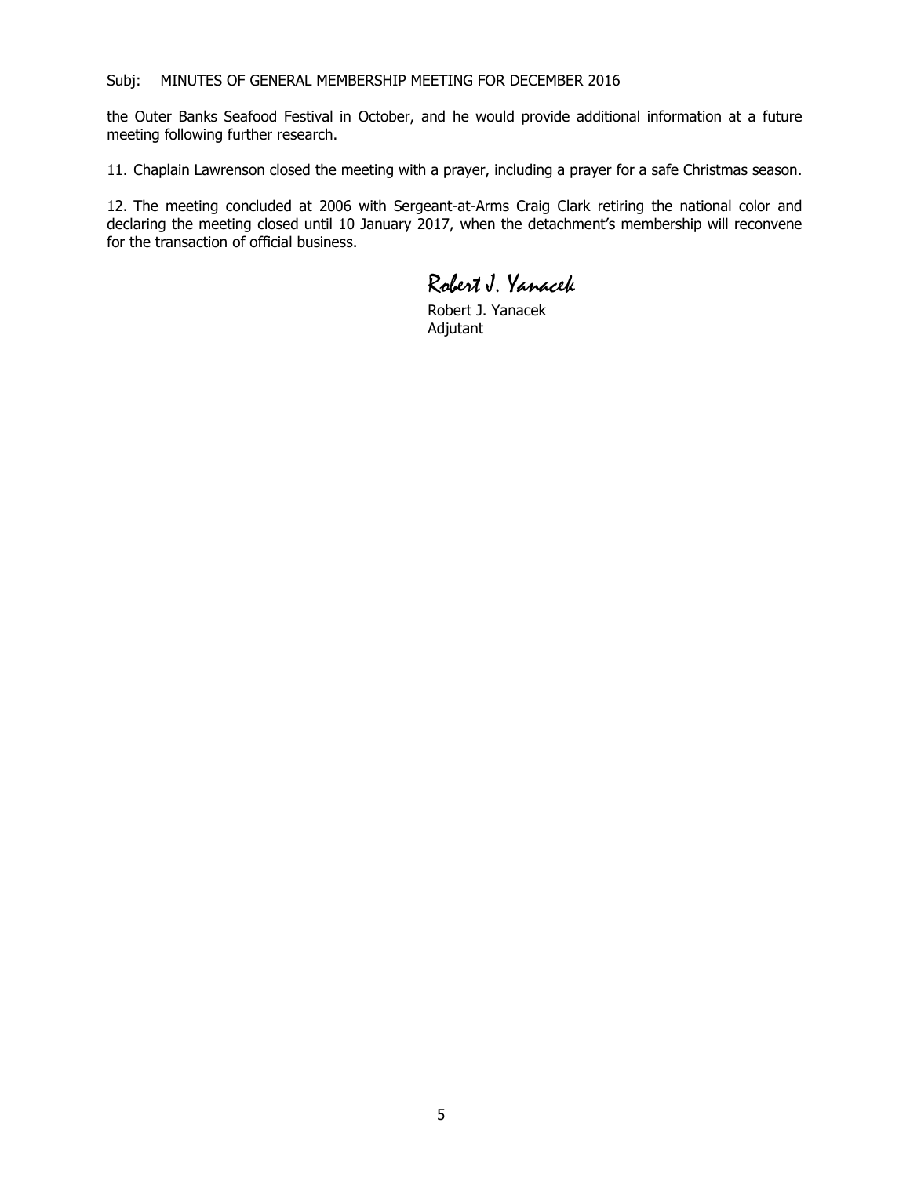the Outer Banks Seafood Festival in October, and he would provide additional information at a future meeting following further research.

11. Chaplain Lawrenson closed the meeting with a prayer, including a prayer for a safe Christmas season.

12. The meeting concluded at 2006 with Sergeant-at-Arms Craig Clark retiring the national color and declaring the meeting closed until 10 January 2017, when the detachment's membership will reconvene for the transaction of official business.

*Robert J. Yanacek*

Robert J. Yanacek
Adjutant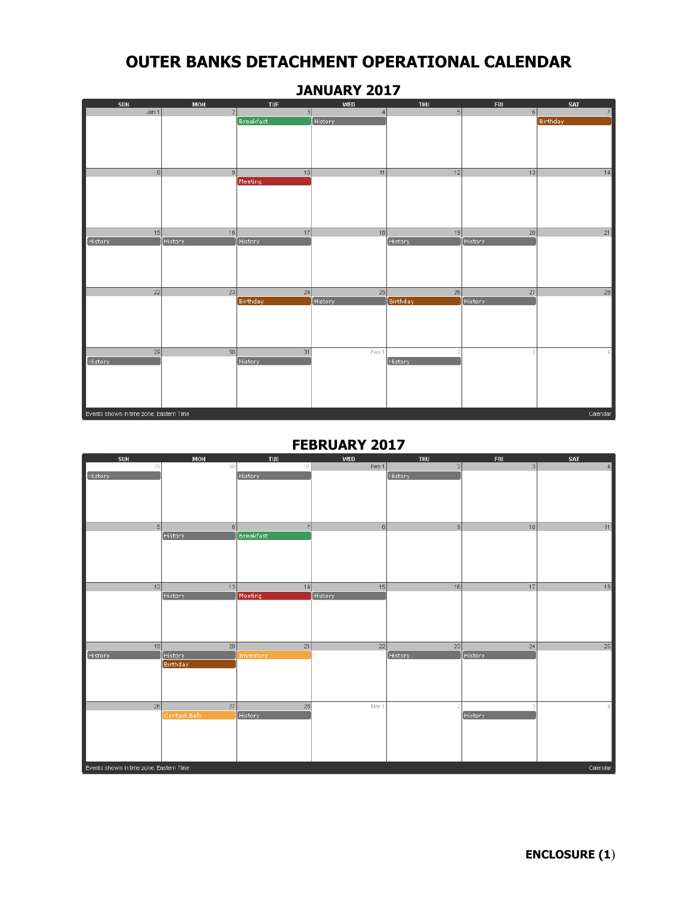# OUTER BANKS DETACHMENT OPERATIONAL CALENDAR

## JANUARY 2017

| SUN | MON | TUE | WED | THU | FRI | SAT |
|---|---|---|---|---|---|---|
| Jan 1 | 2 | 3 Breakfast | 4 History | 5 | 6 | 7 Birthday |
| 8 | 9 | 10 Meeting | 11 | 12 | 13 | 14 |
| 15 History | 16 History | 17 History | 18 | 19 History | 20 History | 21 |
| 22 | 23 | 24 Birthday | 25 History | 26 Birthday | 27 History | 28 |
| 29 History | 30 | 31 History | Feb 1 | 2 History | 3 | 4 |

Events shown in time zone: Eastern Time — Calendar

## FEBRUARY 2017

| SUN | MON | TUE | WED | THU | FRI | SAT |
|---|---|---|---|---|---|---|
| 29 History | 30 | 31 History | Feb 1 | 2 History | 3 | 4 |
| 5 | 6 History | 7 Breakfast | 8 | 9 | 10 | 11 |
| 12 | 13 History | 14 Meeting | 15 History | 16 | 17 | 18 |
| 19 History | 20 History, Birthday | 21 Inventory | 22 | 23 History | 24 History | 25 |
| 26 | 27 Contact Belk | 28 History | Mar 1 | 2 | 3 History | 4 |

Events shown in time zone: Eastern Time — Calendar

**ENCLOSURE (1)**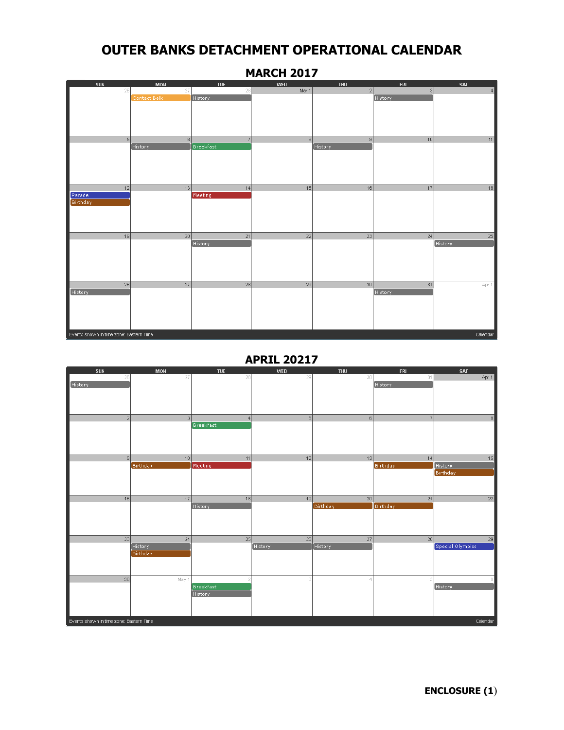# OUTER BANKS DETACHMENT OPERATIONAL CALENDAR

## MARCH 2017

| SUN | MON | TUE | WED | THU | FRI | SAT |
|---|---|---|---|---|---|---|
| 26 | 27<br>Contact Belk | 28<br>History | Mar 1 | 2 | 3<br>History | 4 |
| 5 | 6<br>History | 7<br>Breakfast | 8 | 9<br>History | 10 | 11 |
| 12<br>Parade<br>Birthday | 13 | 14<br>Meeting | 15 | 16 | 17 | 18 |
| 19 | 20 | 21<br>History | 22 | 23 | 24 | 25<br>History |
| 26<br>History | 27 | 28 | 29 | 30 | 31<br>History | Apr 1 |

Events shown in time zone: Eastern Time — Calendar

## APRIL 20217

| SUN | MON | TUE | WED | THU | FRI | SAT |
|---|---|---|---|---|---|---|
| 26<br>History | 27 | 28 | 29 | 30 | 31<br>History | Apr 1 |
| 2 | 3 | 4<br>Breakfast | 5 | 6 | 7 | 8 |
| 9 | 10<br>Birthday | 11<br>Meeting | 12 | 13 | 14<br>Birthday | 15<br>History<br>Birthday |
| 16 | 17 | 18<br>History | 19 | 20<br>Birthday | 21<br>Birthday | 22 |
| 23 | 24<br>History<br>Birthday | 25 | 26<br>History | 27<br>History | 28 | 29<br>Special Olympics |
| 30 | May 1 | 2<br>Breakfast<br>History | 3 | 4 | 5 | 6<br>History |

Events shown in time zone: Eastern Time — Calendar

**ENCLOSURE (1)**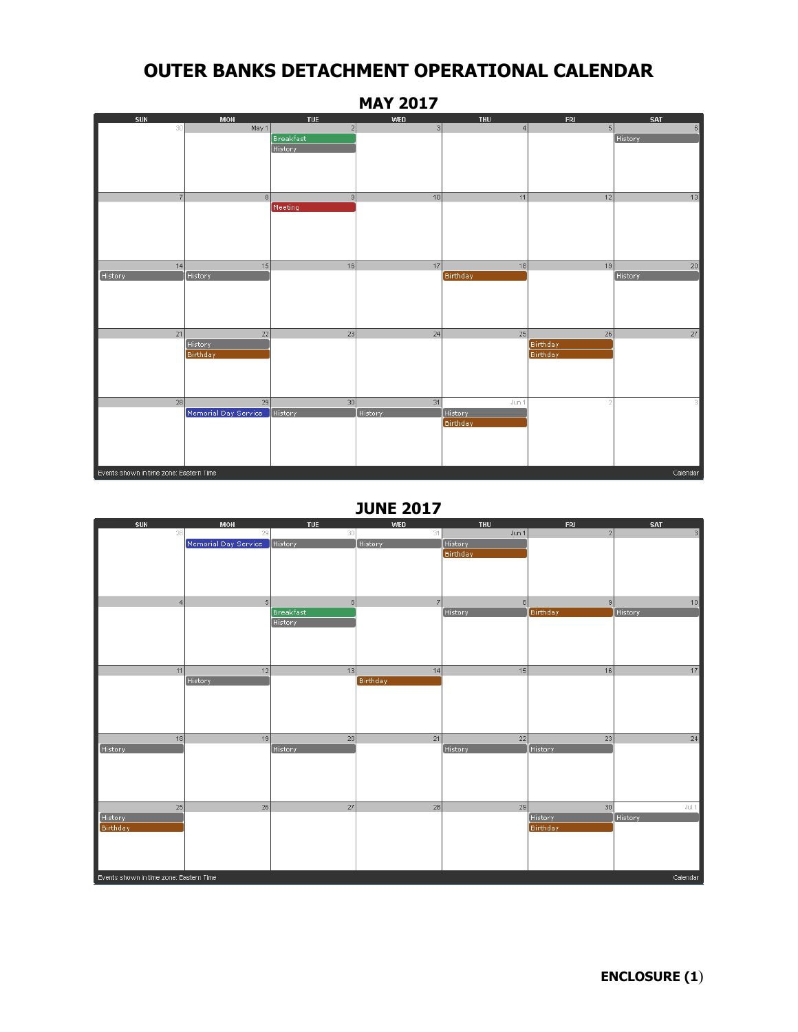# OUTER BANKS DETACHMENT OPERATIONAL CALENDAR

## MAY 2017

| SUN | MON | TUE | WED | THU | FRI | SAT |
|---|---|---|---|---|---|---|
| 30 | May 1 | 2<br>Breakfast<br>History | 3 | 4 | 5 | 6<br>History |
| 7 | 8 | 9<br>Meeting | 10 | 11 | 12 | 13 |
| 14<br>History | 15<br>History | 16 | 17 | 18<br>Birthday | 19 | 20<br>History |
| 21 | 22<br>History<br>Birthday | 23 | 24 | 25 | 26<br>Birthday<br>Birthday | 27 |
| 28 | 29<br>Memorial Day Service | 30<br>History | 31<br>History | Jun 1<br>History<br>Birthday | 2 | 3 |

Events shown in time zone: Eastern Time — Calendar

## JUNE 2017

| SUN | MON | TUE | WED | THU | FRI | SAT |
|---|---|---|---|---|---|---|
| 28 | 29<br>Memorial Day Service | 30<br>History | 31<br>History | Jun 1<br>History<br>Birthday | 2 | 3 |
| 4 | 5 | 6<br>Breakfast<br>History | 7 | 8<br>History | 9<br>Birthday | 10<br>History |
| 11 | 12<br>History | 13 | 14<br>Birthday | 15 | 16 | 17 |
| 18<br>History | 19 | 20<br>History | 21 | 22<br>History | 23<br>History | 24 |
| 25<br>History<br>Birthday | 26 | 27 | 28 | 29 | 30<br>History<br>Birthday | Jul 1<br>History |

Events shown in time zone: Eastern Time — Calendar

**ENCLOSURE (1)**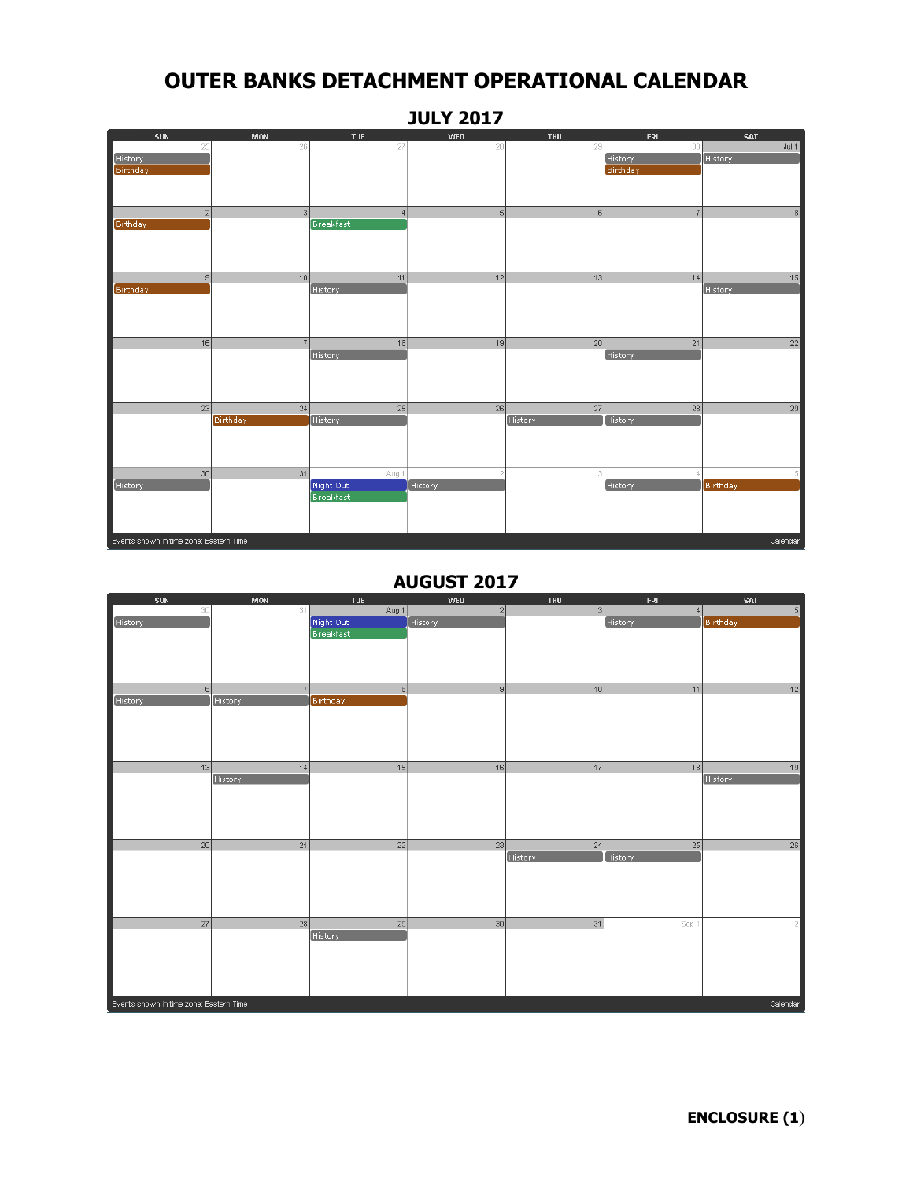# OUTER BANKS DETACHMENT OPERATIONAL CALENDAR

## JULY 2017

| SUN | MON | TUE | WED | THU | FRI | SAT |
|---|---|---|---|---|---|---|
| 25<br>History<br>Birthday | 26 | 27 | 28 | 29 | 30<br>History<br>Birthday | Jul 1<br>History |
| 2<br>Birthday | 3 | 4<br>Breakfast | 5 | 6 | 7 | 8 |
| 9<br>Birthday | 10 | 11<br>History | 12 | 13 | 14 | 15<br>History |
| 16 | 17 | 18<br>History | 19 | 20 | 21<br>History | 22 |
| 23 | 24<br>Birthday | 25<br>History | 26 | 27<br>History | 28<br>History | 29 |
| 30<br>History | 31 | Aug 1<br>Night Out<br>Breakfast | 2<br>History | 3 | 4<br>History | 5<br>Birthday |

Events shown in time zone: Eastern Time — Calendar

## AUGUST 2017

| SUN | MON | TUE | WED | THU | FRI | SAT |
|---|---|---|---|---|---|---|
| 30<br>History | 31 | Aug 1<br>Night Out<br>Breakfast | 2<br>History | 3 | 4<br>History | 5<br>Birthday |
| 6<br>History | 7<br>History | 8<br>Birthday | 9 | 10 | 11 | 12 |
| 13 | 14<br>History | 15 | 16 | 17 | 18 | 19<br>History |
| 20 | 21 | 22 | 23 | 24<br>History | 25<br>History | 26 |
| 27 | 28 | 29<br>History | 30 | 31 | Sep 1 | 2 |

Events shown in time zone: Eastern Time — Calendar

**ENCLOSURE (1)**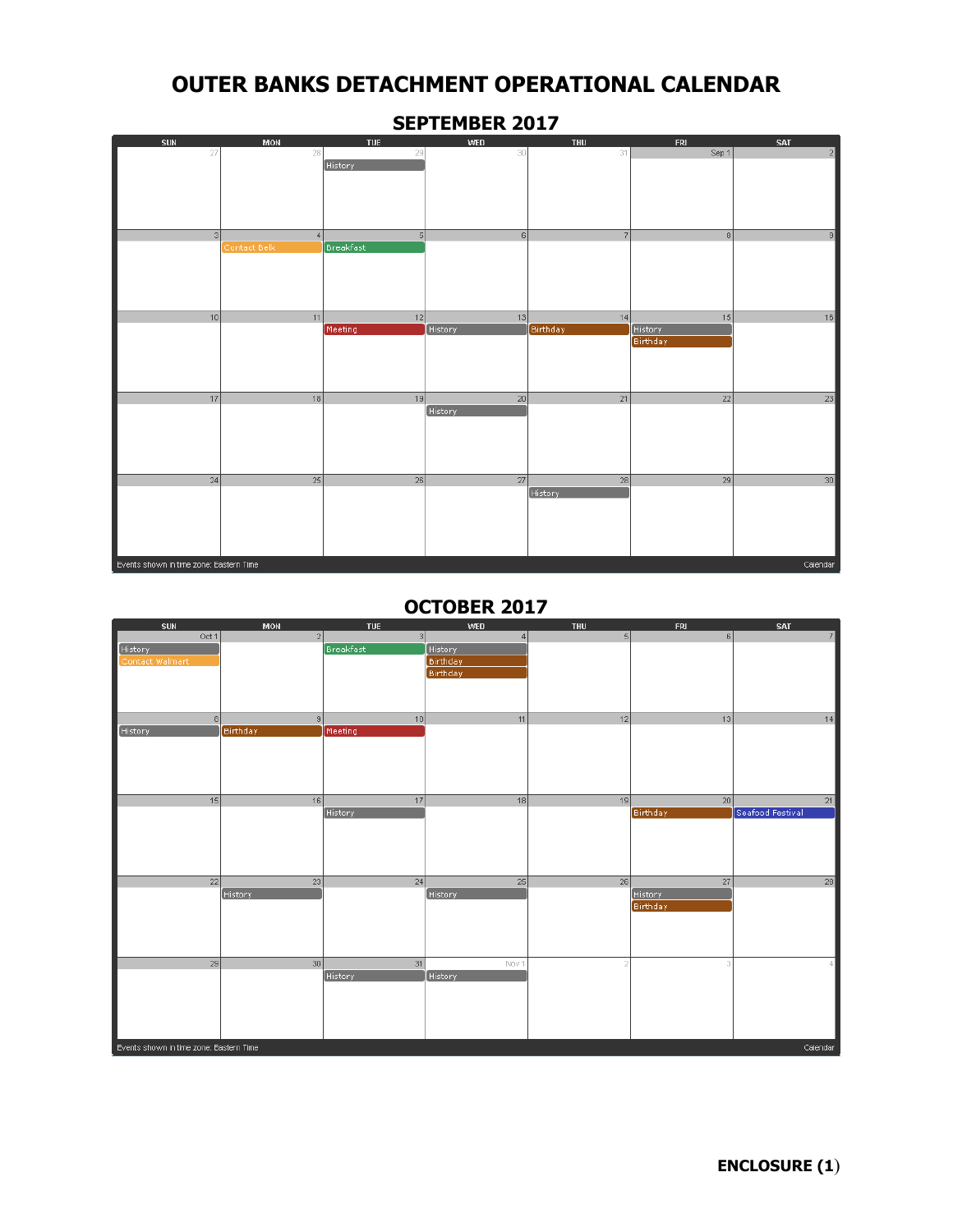# OUTER BANKS DETACHMENT OPERATIONAL CALENDAR

## SEPTEMBER 2017

| SUN | MON | TUE | WED | THU | FRI | SAT |
|---|---|---|---|---|---|---|
| 27 | 28 | 29 History | 30 | 31 | Sep 1 | 2 |
| 3 | 4 Contact Belk | 5 Breakfast | 6 | 7 | 8 | 9 |
| 10 | 11 | 12 Meeting | 13 History | 14 Birthday | 15 History, Birthday | 16 |
| 17 | 18 | 19 | 20 History | 21 | 22 | 23 |
| 24 | 25 | 26 | 27 | 28 History | 29 | 30 |

Events shown in time zone: Eastern Time — Calendar

## OCTOBER 2017

| SUN | MON | TUE | WED | THU | FRI | SAT |
|---|---|---|---|---|---|---|
| Oct 1 History, Contact Walmart | 2 | 3 Breakfast | 4 History, Birthday, Birthday | 5 | 6 | 7 |
| 8 History | 9 Birthday | 10 Meeting | 11 | 12 | 13 | 14 |
| 15 | 16 | 17 History | 18 | 19 | 20 Birthday | 21 Seafood Festival |
| 22 | 23 History | 24 | 25 History | 26 | 27 History, Birthday | 28 |
| 29 | 30 | 31 History | Nov 1 History | 2 | 3 | 4 |

Events shown in time zone: Eastern Time — Calendar

**ENCLOSURE (1)**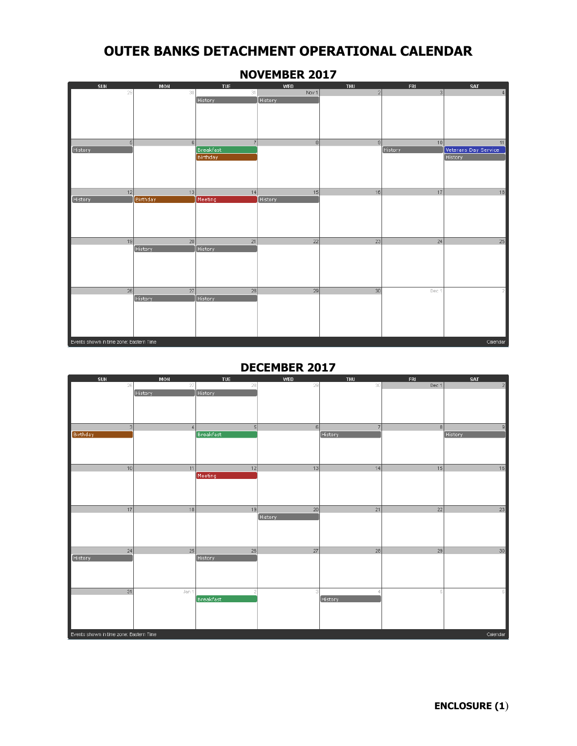# OUTER BANKS DETACHMENT OPERATIONAL CALENDAR

## NOVEMBER 2017

| SUN | MON | TUE | WED | THU | FRI | SAT |
|---|---|---|---|---|---|---|
| 29 | 30 | 31 History | Nov 1 History | 2 | 3 | 4 |
| 5 History | 6 | 7 Breakfast, Birthday | 8 | 9 | 10 History | 11 Veterans Day Service, History |
| 12 History | 13 Birthday | 14 Meeting | 15 History | 16 | 17 | 18 |
| 19 | 20 History | 21 History | 22 | 23 | 24 | 25 |
| 26 | 27 History | 28 History | 29 | 30 | Dec 1 | 2 |

Events shown in time zone: Eastern Time

Calendar

## DECEMBER 2017

| SUN | MON | TUE | WED | THU | FRI | SAT |
|---|---|---|---|---|---|---|
| 26 | 27 History | 28 History | 29 | 30 | Dec 1 | 2 |
| 3 Birthday | 4 | 5 Breakfast | 6 | 7 History | 8 | 9 History |
| 10 | 11 | 12 Meeting | 13 | 14 | 15 | 16 |
| 17 | 18 | 19 | 20 History | 21 | 22 | 23 |
| 24 History | 25 | 26 History | 27 | 28 | 29 | 30 |
| 31 | Jan 1 | 2 Breakfast | 3 | 4 History | 5 | 6 |

Events shown in time zone: Eastern Time

Calendar

**ENCLOSURE (1)**